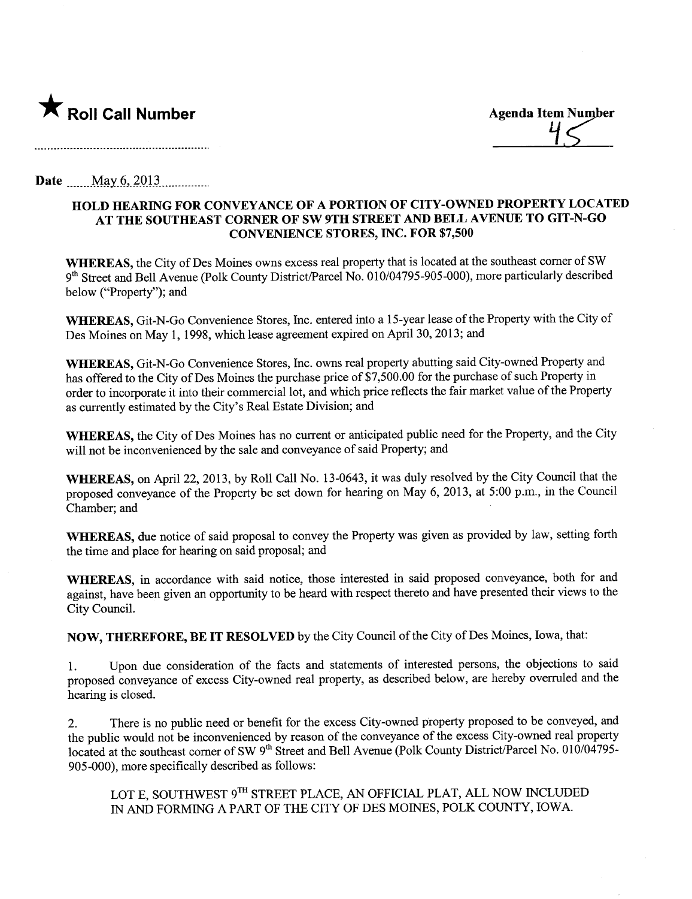★ **Roll Call Number**

**Agenda Item Number**
45

**Date** May 6, 2013

**HOLD HEARING FOR CONVEYANCE OF A PORTION OF CITY-OWNED PROPERTY LOCATED AT THE SOUTHEAST CORNER OF SW 9TH STREET AND BELL AVENUE TO GIT-N-GO CONVENIENCE STORES, INC. FOR $7,500**

**WHEREAS,** the City of Des Moines owns excess real property that is located at the southeast corner of SW 9th Street and Bell Avenue (Polk County District/Parcel No. 010/04795-905-000), more particularly described below ("Property"); and

**WHEREAS,** Git-N-Go Convenience Stores, Inc. entered into a 15-year lease of the Property with the City of Des Moines on May 1, 1998, which lease agreement expired on April 30, 2013; and

**WHEREAS,** Git-N-Go Convenience Stores, Inc. owns real property abutting said City-owned Property and has offered to the City of Des Moines the purchase price of $7,500.00 for the purchase of such Property in order to incorporate it into their commercial lot, and which price reflects the fair market value of the Property as currently estimated by the City's Real Estate Division; and

**WHEREAS,** the City of Des Moines has no current or anticipated public need for the Property, and the City will not be inconvenienced by the sale and conveyance of said Property; and

**WHEREAS,** on April 22, 2013, by Roll Call No. 13-0643, it was duly resolved by the City Council that the proposed conveyance of the Property be set down for hearing on May 6, 2013, at 5:00 p.m., in the Council Chamber; and

**WHEREAS,** due notice of said proposal to convey the Property was given as provided by law, setting forth the time and place for hearing on said proposal; and

**WHEREAS,** in accordance with said notice, those interested in said proposed conveyance, both for and against, have been given an opportunity to be heard with respect thereto and have presented their views to the City Council.

**NOW, THEREFORE, BE IT RESOLVED** by the City Council of the City of Des Moines, Iowa, that:

1. Upon due consideration of the facts and statements of interested persons, the objections to said proposed conveyance of excess City-owned real property, as described below, are hereby overruled and the hearing is closed.

2. There is no public need or benefit for the excess City-owned property proposed to be conveyed, and the public would not be inconvenienced by reason of the conveyance of the excess City-owned real property located at the southeast corner of SW 9th Street and Bell Avenue (Polk County District/Parcel No. 010/04795-905-000), more specifically described as follows:

   LOT E, SOUTHWEST 9TH STREET PLACE, AN OFFICIAL PLAT, ALL NOW INCLUDED IN AND FORMING A PART OF THE CITY OF DES MOINES, POLK COUNTY, IOWA.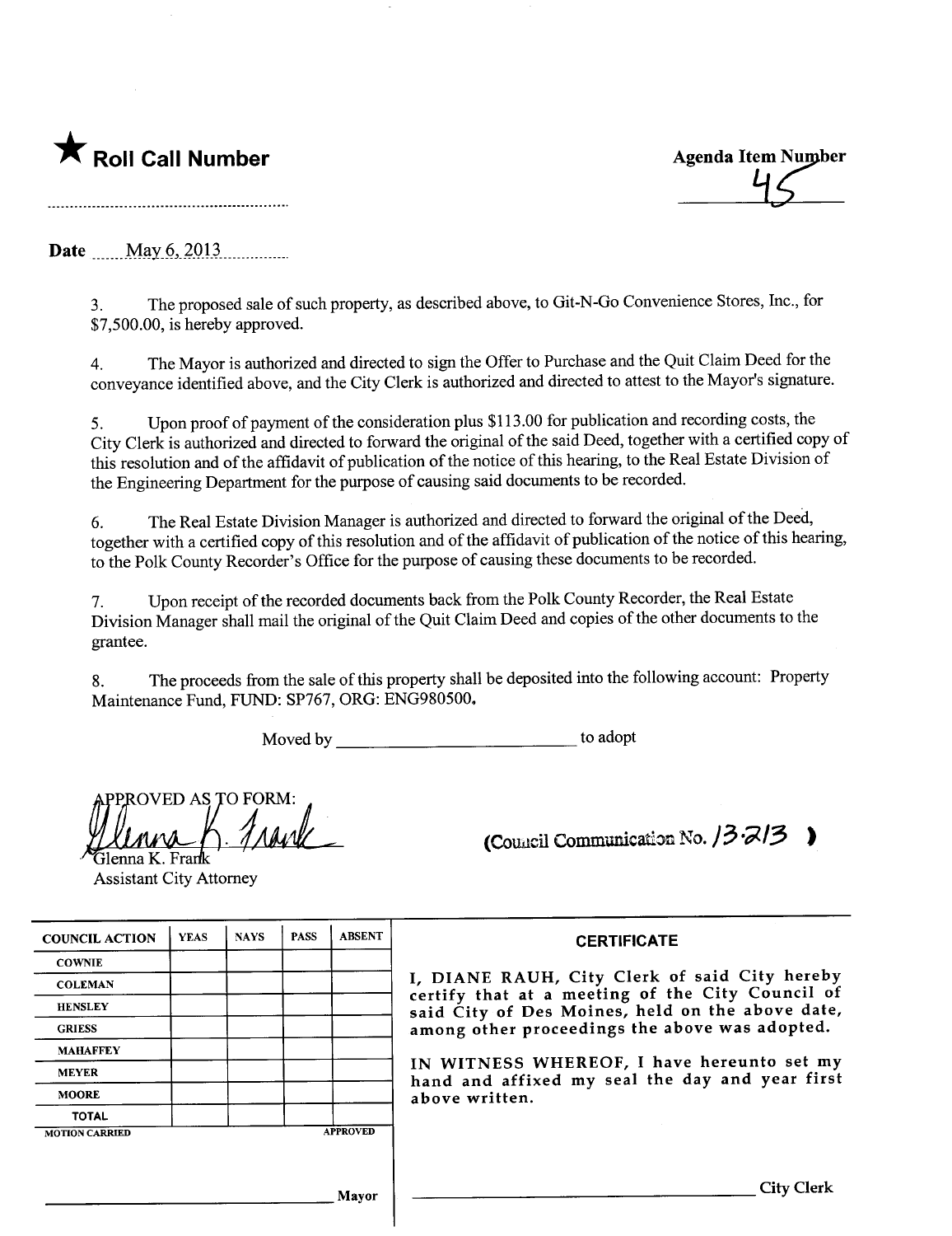★ **Roll Call Number**

..........................................................

**Agenda Item Number**

45

**Date** May 6, 2013

3. The proposed sale of such property, as described above, to Git-N-Go Convenience Stores, Inc., for $7,500.00, is hereby approved.

4. The Mayor is authorized and directed to sign the Offer to Purchase and the Quit Claim Deed for the conveyance identified above, and the City Clerk is authorized and directed to attest to the Mayor's signature.

5. Upon proof of payment of the consideration plus $113.00 for publication and recording costs, the City Clerk is authorized and directed to forward the original of the said Deed, together with a certified copy of this resolution and of the affidavit of publication of the notice of this hearing, to the Real Estate Division of the Engineering Department for the purpose of causing said documents to be recorded.

6. The Real Estate Division Manager is authorized and directed to forward the original of the Deed, together with a certified copy of this resolution and of the affidavit of publication of the notice of this hearing, to the Polk County Recorder's Office for the purpose of causing these documents to be recorded.

7. Upon receipt of the recorded documents back from the Polk County Recorder, the Real Estate Division Manager shall mail the original of the Quit Claim Deed and copies of the other documents to the grantee.

8. The proceeds from the sale of this property shall be deposited into the following account: Property Maintenance Fund, FUND: SP767, ORG: ENG980500.

Moved by ________________________ to adopt

APPROVED AS TO FORM:

Glenna K. Frank
Assistant City Attorney

(Council Communication No. 13-213 )

| COUNCIL ACTION | YEAS | NAYS | PASS | ABSENT |
|---|---|---|---|---|
| COWNIE | | | | |
| COLEMAN | | | | |
| HENSLEY | | | | |
| GRIESS | | | | |
| MAHAFFEY | | | | |
| MEYER | | | | |
| MOORE | | | | |
| TOTAL | | | | |
| MOTION CARRIED | | | | APPROVED |

________________________ Mayor

**CERTIFICATE**

I, DIANE RAUH, City Clerk of said City hereby certify that at a meeting of the City Council of said City of Des Moines, held on the above date, among other proceedings the above was adopted.

IN WITNESS WHEREOF, I have hereunto set my hand and affixed my seal the day and year first above written.

________________________ City Clerk